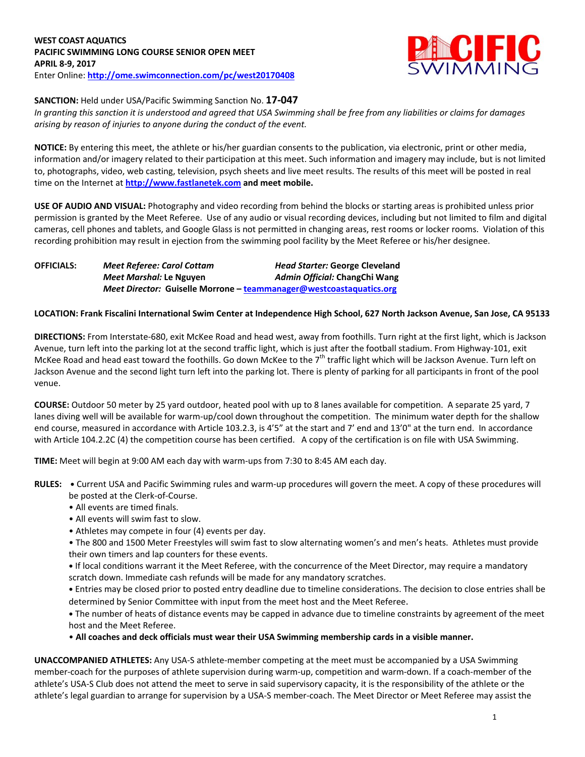**WEST COAST AQUATICS**
**PACIFIC SWIMMING LONG COURSE SENIOR OPEN MEET**
**APRIL 8-9, 2017**
Enter Online: **http://ome.swimconnection.com/pc/west20170408**

**SANCTION:** Held under USA/Pacific Swimming Sanction No. **17-047**
*In granting this sanction it is understood and agreed that USA Swimming shall be free from any liabilities or claims for damages arising by reason of injuries to anyone during the conduct of the event.*

**NOTICE:** By entering this meet, the athlete or his/her guardian consents to the publication, via electronic, print or other media, information and/or imagery related to their participation at this meet. Such information and imagery may include, but is not limited to, photographs, video, web casting, television, psych sheets and live meet results. The results of this meet will be posted in real time on the Internet at **http://www.fastlanetek.com** **and meet mobile.**

**USE OF AUDIO AND VISUAL:** Photography and video recording from behind the blocks or starting areas is prohibited unless prior permission is granted by the Meet Referee. Use of any audio or visual recording devices, including but not limited to film and digital cameras, cell phones and tablets, and Google Glass is not permitted in changing areas, rest rooms or locker rooms. Violation of this recording prohibition may result in ejection from the swimming pool facility by the Meet Referee or his/her designee.

**OFFICIALS:** *Meet Referee: Carol Cottam* — *Head Starter:* **George Cleveland**
*Meet Marshal:* **Le Nguyen** — *Admin Official:* **ChangChi Wang**
*Meet Director:* **Guiselle Morrone – teammanager@westcoastaquatics.org**

**LOCATION: Frank Fiscalini International Swim Center at Independence High School, 627 North Jackson Avenue, San Jose, CA 95133**

**DIRECTIONS:** From Interstate-680, exit McKee Road and head west, away from foothills. Turn right at the first light, which is Jackson Avenue, turn left into the parking lot at the second traffic light, which is just after the football stadium. From Highway-101, exit McKee Road and head east toward the foothills. Go down McKee to the 7th traffic light which will be Jackson Avenue. Turn left on Jackson Avenue and the second light turn left into the parking lot. There is plenty of parking for all participants in front of the pool venue.

**COURSE:** Outdoor 50 meter by 25 yard outdoor, heated pool with up to 8 lanes available for competition. A separate 25 yard, 7 lanes diving well will be available for warm-up/cool down throughout the competition. The minimum water depth for the shallow end course, measured in accordance with Article 103.2.3, is 4'5" at the start and 7' end and 13'0" at the turn end. In accordance with Article 104.2.2C (4) the competition course has been certified. A copy of the certification is on file with USA Swimming.

**TIME:** Meet will begin at 9:00 AM each day with warm-ups from 7:30 to 8:45 AM each day.

**RULES:**
- Current USA and Pacific Swimming rules and warm-up procedures will govern the meet. A copy of these procedures will be posted at the Clerk-of-Course.
- All events are timed finals.
- All events will swim fast to slow.
- Athletes may compete in four (4) events per day.
- The 800 and 1500 Meter Freestyles will swim fast to slow alternating women's and men's heats. Athletes must provide their own timers and lap counters for these events.
- If local conditions warrant it the Meet Referee, with the concurrence of the Meet Director, may require a mandatory scratch down. Immediate cash refunds will be made for any mandatory scratches.
- Entries may be closed prior to posted entry deadline due to timeline considerations. The decision to close entries shall be determined by Senior Committee with input from the meet host and the Meet Referee.
- The number of heats of distance events may be capped in advance due to timeline constraints by agreement of the meet host and the Meet Referee.
- **All coaches and deck officials must wear their USA Swimming membership cards in a visible manner.**

**UNACCOMPANIED ATHLETES:** Any USA-S athlete-member competing at the meet must be accompanied by a USA Swimming member-coach for the purposes of athlete supervision during warm-up, competition and warm-down. If a coach-member of the athlete's USA-S Club does not attend the meet to serve in said supervisory capacity, it is the responsibility of the athlete or the athlete's legal guardian to arrange for supervision by a USA-S member-coach. The Meet Director or Meet Referee may assist the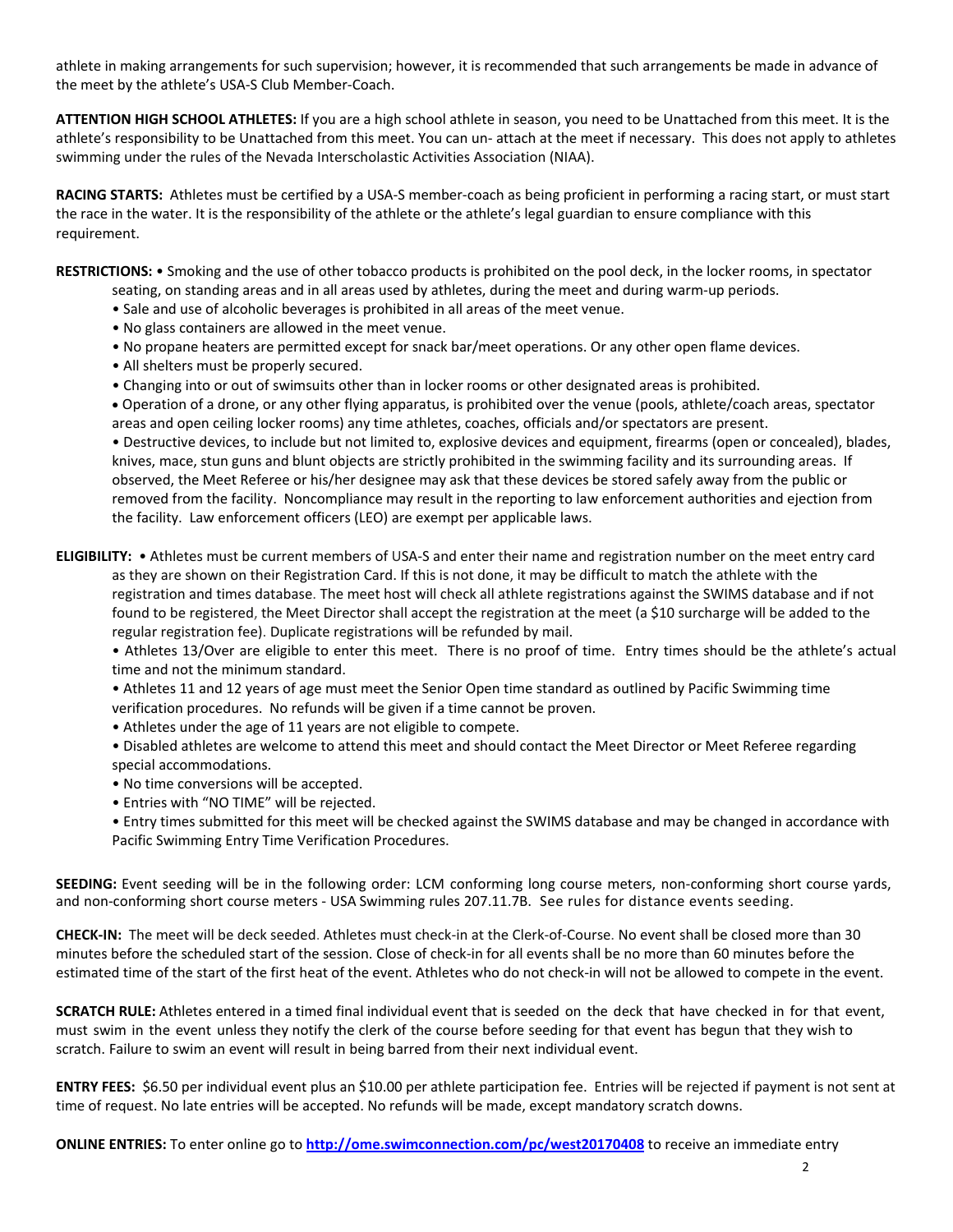athlete in making arrangements for such supervision; however, it is recommended that such arrangements be made in advance of the meet by the athlete's USA-S Club Member-Coach.

**ATTENTION HIGH SCHOOL ATHLETES:** If you are a high school athlete in season, you need to be Unattached from this meet. It is the athlete's responsibility to be Unattached from this meet. You can un- attach at the meet if necessary. This does not apply to athletes swimming under the rules of the Nevada Interscholastic Activities Association (NIAA).

**RACING STARTS:** Athletes must be certified by a USA-S member-coach as being proficient in performing a racing start, or must start the race in the water. It is the responsibility of the athlete or the athlete's legal guardian to ensure compliance with this requirement.

**RESTRICTIONS:**
- Smoking and the use of other tobacco products is prohibited on the pool deck, in the locker rooms, in spectator seating, on standing areas and in all areas used by athletes, during the meet and during warm-up periods.
- Sale and use of alcoholic beverages is prohibited in all areas of the meet venue.
- No glass containers are allowed in the meet venue.
- No propane heaters are permitted except for snack bar/meet operations. Or any other open flame devices.
- All shelters must be properly secured.
- Changing into or out of swimsuits other than in locker rooms or other designated areas is prohibited.
- Operation of a drone, or any other flying apparatus, is prohibited over the venue (pools, athlete/coach areas, spectator areas and open ceiling locker rooms) any time athletes, coaches, officials and/or spectators are present.
- Destructive devices, to include but not limited to, explosive devices and equipment, firearms (open or concealed), blades, knives, mace, stun guns and blunt objects are strictly prohibited in the swimming facility and its surrounding areas. If observed, the Meet Referee or his/her designee may ask that these devices be stored safely away from the public or removed from the facility. Noncompliance may result in the reporting to law enforcement authorities and ejection from the facility. Law enforcement officers (LEO) are exempt per applicable laws.

**ELIGIBILITY:**
- Athletes must be current members of USA-S and enter their name and registration number on the meet entry card as they are shown on their Registration Card. If this is not done, it may be difficult to match the athlete with the registration and times database. The meet host will check all athlete registrations against the SWIMS database and if not found to be registered, the Meet Director shall accept the registration at the meet (a $10 surcharge will be added to the regular registration fee). Duplicate registrations will be refunded by mail.
- Athletes 13/Over are eligible to enter this meet. There is no proof of time. Entry times should be the athlete's actual time and not the minimum standard.
- Athletes 11 and 12 years of age must meet the Senior Open time standard as outlined by Pacific Swimming time verification procedures. No refunds will be given if a time cannot be proven.
- Athletes under the age of 11 years are not eligible to compete.
- Disabled athletes are welcome to attend this meet and should contact the Meet Director or Meet Referee regarding special accommodations.
- No time conversions will be accepted.
- Entries with "NO TIME" will be rejected.
- Entry times submitted for this meet will be checked against the SWIMS database and may be changed in accordance with Pacific Swimming Entry Time Verification Procedures.

**SEEDING:** Event seeding will be in the following order: LCM conforming long course meters, non-conforming short course yards, and non-conforming short course meters - USA Swimming rules 207.11.7B. See rules for distance events seeding.

**CHECK-IN:** The meet will be deck seeded. Athletes must check-in at the Clerk-of-Course. No event shall be closed more than 30 minutes before the scheduled start of the session. Close of check-in for all events shall be no more than 60 minutes before the estimated time of the start of the first heat of the event. Athletes who do not check-in will not be allowed to compete in the event.

**SCRATCH RULE:** Athletes entered in a timed final individual event that is seeded on the deck that have checked in for that event, must swim in the event unless they notify the clerk of the course before seeding for that event has begun that they wish to scratch. Failure to swim an event will result in being barred from their next individual event.

**ENTRY FEES:** $6.50 per individual event plus an $10.00 per athlete participation fee. Entries will be rejected if payment is not sent at time of request. No late entries will be accepted. No refunds will be made, except mandatory scratch downs.

**ONLINE ENTRIES:** To enter online go to **http://ome.swimconnection.com/pc/west20170408** to receive an immediate entry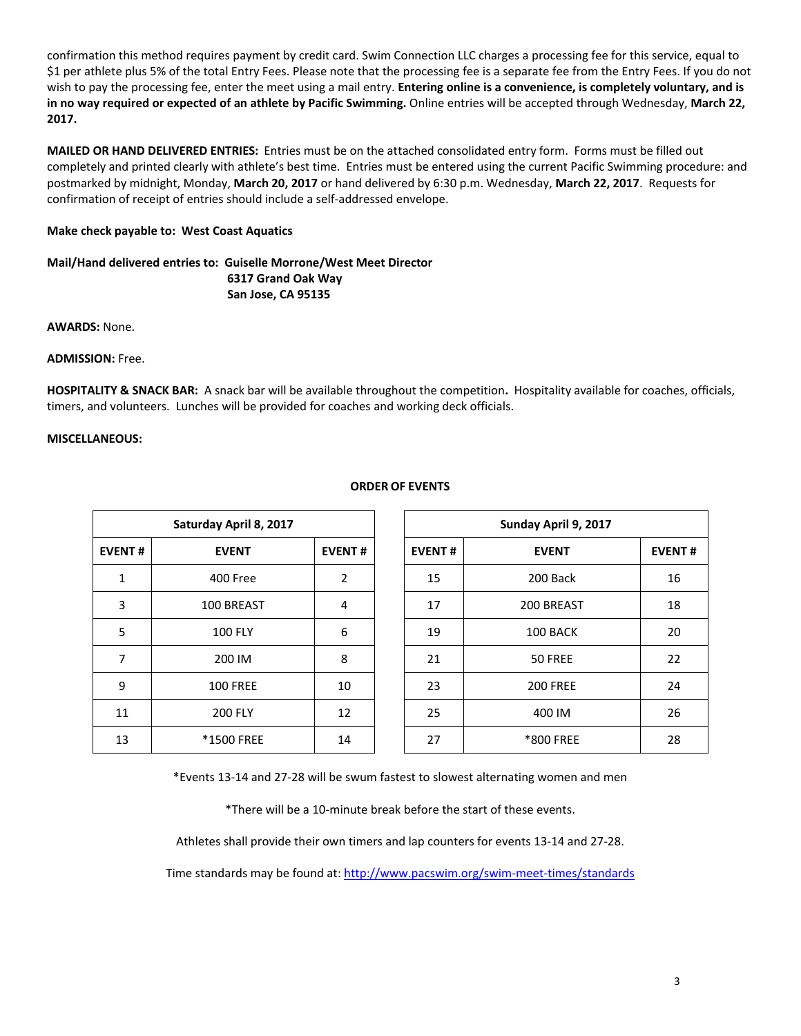confirmation this method requires payment by credit card. Swim Connection LLC charges a processing fee for this service, equal to $1 per athlete plus 5% of the total Entry Fees. Please note that the processing fee is a separate fee from the Entry Fees. If you do not wish to pay the processing fee, enter the meet using a mail entry. **Entering online is a convenience, is completely voluntary, and is in no way required or expected of an athlete by Pacific Swimming.** Online entries will be accepted through Wednesday, **March 22, 2017.**

**MAILED OR HAND DELIVERED ENTRIES:** Entries must be on the attached consolidated entry form. Forms must be filled out completely and printed clearly with athlete's best time. Entries must be entered using the current Pacific Swimming procedure: and postmarked by midnight, Monday, **March 20, 2017** or hand delivered by 6:30 p.m. Wednesday, **March 22, 2017**. Requests for confirmation of receipt of entries should include a self-addressed envelope.

**Make check payable to: West Coast Aquatics**

**Mail/Hand delivered entries to: Guiselle Morrone/West Meet Director**
**6317 Grand Oak Way**
**San Jose, CA 95135**

**AWARDS:** None.

**ADMISSION:** Free.

**HOSPITALITY & SNACK BAR:** A snack bar will be available throughout the competition**.** Hospitality available for coaches, officials, timers, and volunteers. Lunches will be provided for coaches and working deck officials.

**MISCELLANEOUS:**

**ORDER OF EVENTS**

| Saturday April 8, 2017 | | |
|---|---|---|
| **EVENT #** | **EVENT** | **EVENT #** |
| 1 | 400 Free | 2 |
| 3 | 100 BREAST | 4 |
| 5 | 100 FLY | 6 |
| 7 | 200 IM | 8 |
| 9 | 100 FREE | 10 |
| 11 | 200 FLY | 12 |
| 13 | *1500 FREE | 14 |

| Sunday April 9, 2017 | | |
|---|---|---|
| **EVENT #** | **EVENT** | **EVENT #** |
| 15 | 200 Back | 16 |
| 17 | 200 BREAST | 18 |
| 19 | 100 BACK | 20 |
| 21 | 50 FREE | 22 |
| 23 | 200 FREE | 24 |
| 25 | 400 IM | 26 |
| 27 | *800 FREE | 28 |

*Events 13-14 and 27-28 will be swum fastest to slowest alternating women and men

*There will be a 10-minute break before the start of these events.

Athletes shall provide their own timers and lap counters for events 13-14 and 27-28.

Time standards may be found at: http://www.pacswim.org/swim-meet-times/standards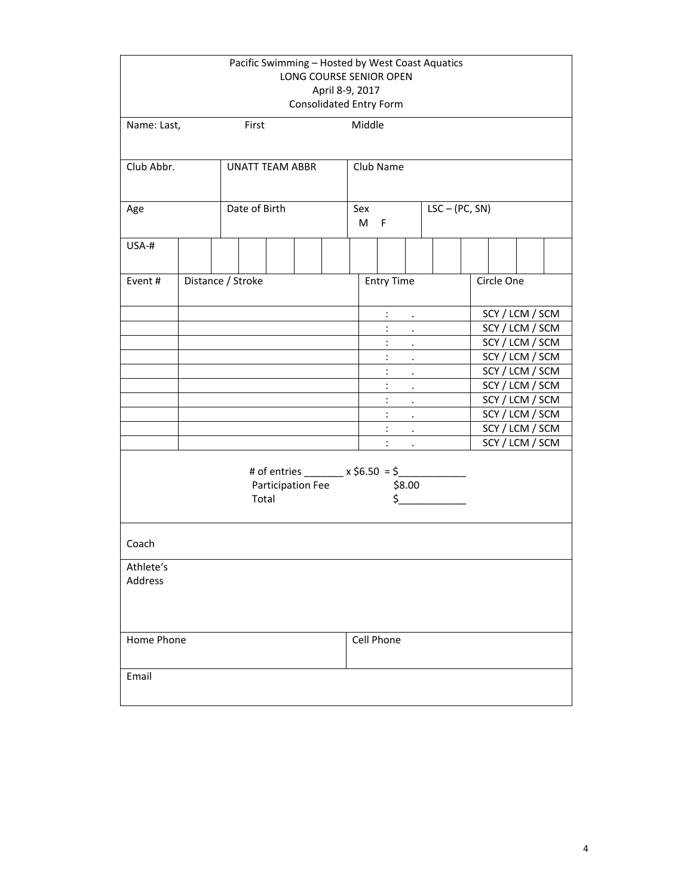Pacific Swimming – Hosted by West Coast Aquatics
LONG COURSE SENIOR OPEN
April 8-9, 2017
Consolidated Entry Form

| | | | |
|---|---|---|---|
| Name: Last, | First | Middle | |
| Club Abbr. | UNATT TEAM ABBR | Club Name | |
| Age | Date of Birth | Sex M F | LSC – (PC, SN) |
| USA-# | | | |

| Event # | Distance / Stroke | Entry Time | Circle One |
|---|---|---|---|
| | | : . | SCY / LCM / SCM |
| | | : . | SCY / LCM / SCM |
| | | : . | SCY / LCM / SCM |
| | | : . | SCY / LCM / SCM |
| | | : . | SCY / LCM / SCM |
| | | : . | SCY / LCM / SCM |
| | | : . | SCY / LCM / SCM |
| | | : . | SCY / LCM / SCM |
| | | : . | SCY / LCM / SCM |
| | | : . | SCY / LCM / SCM |

# of entries _______ x $6.50 = $____________
Participation Fee $8.00
Total $____________

Coach

Athlete's Address

| | |
|---|---|
| Home Phone | Cell Phone |

Email